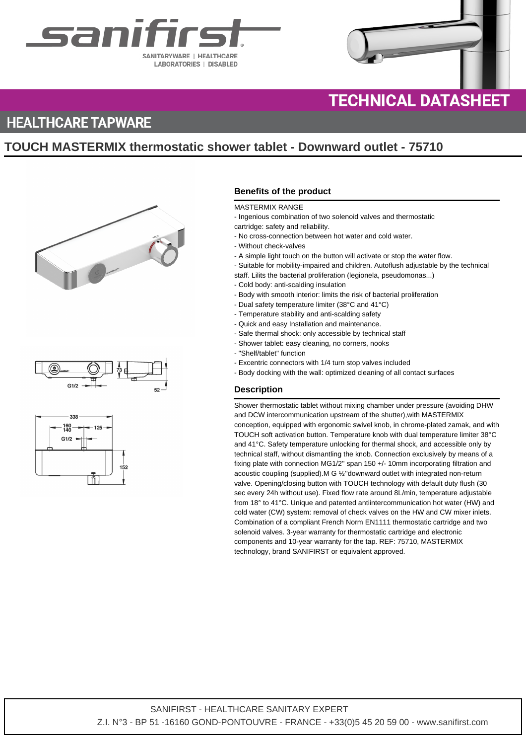# TECHNICAL DATASHEET

## HEALTHCARE TAPWARE

## TOUCH MASTERMIX thermostatic shower tablet - Downward outlet - 75710

### Benefits of the product

MASTERMIX RANGE

- Ingenious combination of two solenoid valves and thermostatic cartridge: safety and reliability.
- No cross-connection between hot water and cold water.
- Without check-valves
- A simple light touch on the button will activate or stop the water flow.
- Suitable for mobility-impaired and children. Autoflush adjustable by the technical staff. Lilits the bacterial proliferation (legionela, pseudomonas...)
- Cold body: anti-scalding insulation
- Body with smooth interior: limits the risk of bacterial proliferation
- Dual safety temperature limiter (38°C and 41°C)
- Temperature stability and anti-scalding safety
- Quick and easy Installation and maintenance.
- Safe thermal shock: only accessible by technical staff
- Shower tablet: easy cleaning, no corners, nooks
- "Shelf/tablet" function
- Excentric connectors with 1/4 turn stop valves included
- Body docking with the wall: optimized cleaning of all contact surfaces

### Description

Shower thermostatic tablet without mixing chamber under pressure (avoiding DHW and DCW intercommunication upstream of the shutter),with MASTERMIX conception, equipped with ergonomic swivel knob, in chrome-plated zamak, and with TOUCH soft activation button. Temperature knob with dual temperature limiter 38°C and 41°C. Safety temperature unlocking for thermal shock, and accessible only by technical staff, without dismantling the knob. Connection exclusively by means of a fixing plate with connection MG1/2'' span 150 +/- 10mm incorporating filtration and acoustic coupling (supplied).M G ½''downward outlet with integrated non-return valve. Opening/closing button with TOUCH technology with default duty flush (30 sec every 24h without use). Fixed flow rate around 8L/min, temperature adjustable from 18° to 41°C. Unique and patented antiintercommunication hot water (HW) and cold water (CW) system: removal of check valves on the HW and CW mixer inlets. Combination of a compliant French Norm EN1111 thermostatic cartridge and two solenoid valves. 3-year warranty for thermostatic cartridge and electronic components and 10-year warranty for the tap. REF: 75710, MASTERMIX technology, brand SANIFIRST or equivalent approved.

SANIFIRST - HEALTHCARE SANITARY EXPERT
Z.I. N°3 - BP 51 -16160 GOND-PONTOUVRE - FRANCE - +33(0)5 45 20 59 00 - www.sanifirst.com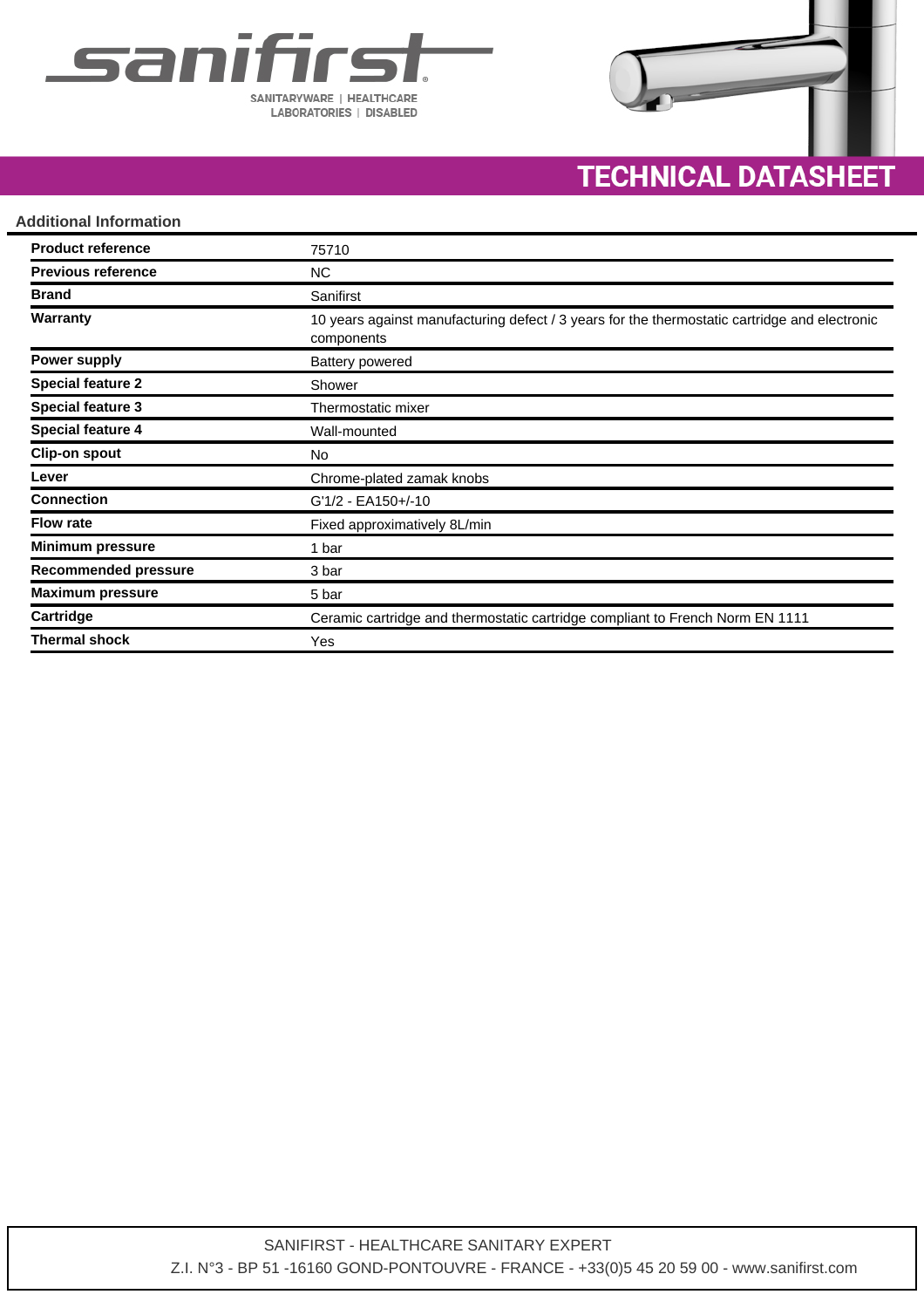## TECHNICAL DATASHEET

### Additional Information

| | |
|---|---|
| **Product reference** | 75710 |
| **Previous reference** | NC |
| **Brand** | Sanifirst |
| **Warranty** | 10 years against manufacturing defect / 3 years for the thermostatic cartridge and electronic components |
| **Power supply** | Battery powered |
| **Special feature 2** | Shower |
| **Special feature 3** | Thermostatic mixer |
| **Special feature 4** | Wall-mounted |
| **Clip-on spout** | No |
| **Lever** | Chrome-plated zamak knobs |
| **Connection** | G'1/2 - EA150+/-10 |
| **Flow rate** | Fixed approximatively 8L/min |
| **Minimum pressure** | 1 bar |
| **Recommended pressure** | 3 bar |
| **Maximum pressure** | 5 bar |
| **Cartridge** | Ceramic cartridge and thermostatic cartridge compliant to French Norm EN 1111 |
| **Thermal shock** | Yes |

SANIFIRST - HEALTHCARE SANITARY EXPERT

Z.I. N°3 - BP 51 -16160 GOND-PONTOUVRE - FRANCE - +33(0)5 45 20 59 00 - www.sanifirst.com